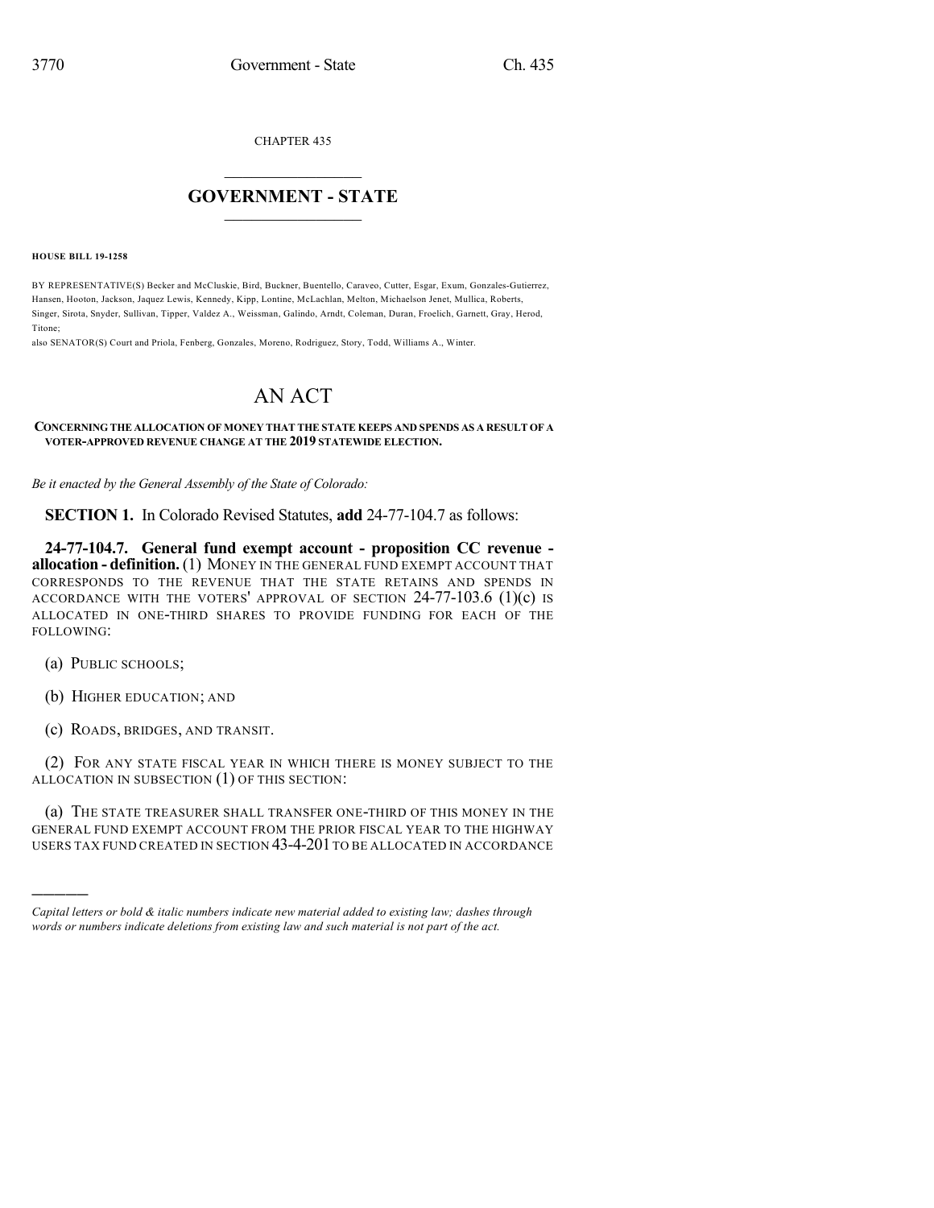CHAPTER 435

# GOVERNMENT - STATE

**HOUSE BILL 19-1258**

BY REPRESENTATIVE(S) Becker and McCluskie, Bird, Buckner, Buentello, Caraveo, Cutter, Esgar, Exum, Gonzales-Gutierrez, Hansen, Hooton, Jackson, Jaquez Lewis, Kennedy, Kipp, Lontine, McLachlan, Melton, Michaelson Jenet, Mullica, Roberts, Singer, Sirota, Snyder, Sullivan, Tipper, Valdez A., Weissman, Galindo, Arndt, Coleman, Duran, Froelich, Garnett, Gray, Herod, Titone;

also SENATOR(S) Court and Priola, Fenberg, Gonzales, Moreno, Rodriguez, Story, Todd, Williams A., Winter.

# AN ACT

**CONCERNING THE ALLOCATION OF MONEY THAT THE STATE KEEPS AND SPENDS AS A RESULT OF A VOTER-APPROVED REVENUE CHANGE AT THE 2019 STATEWIDE ELECTION.**

*Be it enacted by the General Assembly of the State of Colorado:*

**SECTION 1.** In Colorado Revised Statutes, **add** 24-77-104.7 as follows:

**24-77-104.7. General fund exempt account - proposition CC revenue - allocation - definition.** (1) MONEY IN THE GENERAL FUND EXEMPT ACCOUNT THAT CORRESPONDS TO THE REVENUE THAT THE STATE RETAINS AND SPENDS IN ACCORDANCE WITH THE VOTERS' APPROVAL OF SECTION 24-77-103.6 (1)(c) IS ALLOCATED IN ONE-THIRD SHARES TO PROVIDE FUNDING FOR EACH OF THE FOLLOWING:

(a) PUBLIC SCHOOLS;

(b) HIGHER EDUCATION; AND

(c) ROADS, BRIDGES, AND TRANSIT.

(2) FOR ANY STATE FISCAL YEAR IN WHICH THERE IS MONEY SUBJECT TO THE ALLOCATION IN SUBSECTION (1) OF THIS SECTION:

(a) THE STATE TREASURER SHALL TRANSFER ONE-THIRD OF THIS MONEY IN THE GENERAL FUND EXEMPT ACCOUNT FROM THE PRIOR FISCAL YEAR TO THE HIGHWAY USERS TAX FUND CREATED IN SECTION 43-4-201 TO BE ALLOCATED IN ACCORDANCE

---

*Capital letters or bold & italic numbers indicate new material added to existing law; dashes through words or numbers indicate deletions from existing law and such material is not part of the act.*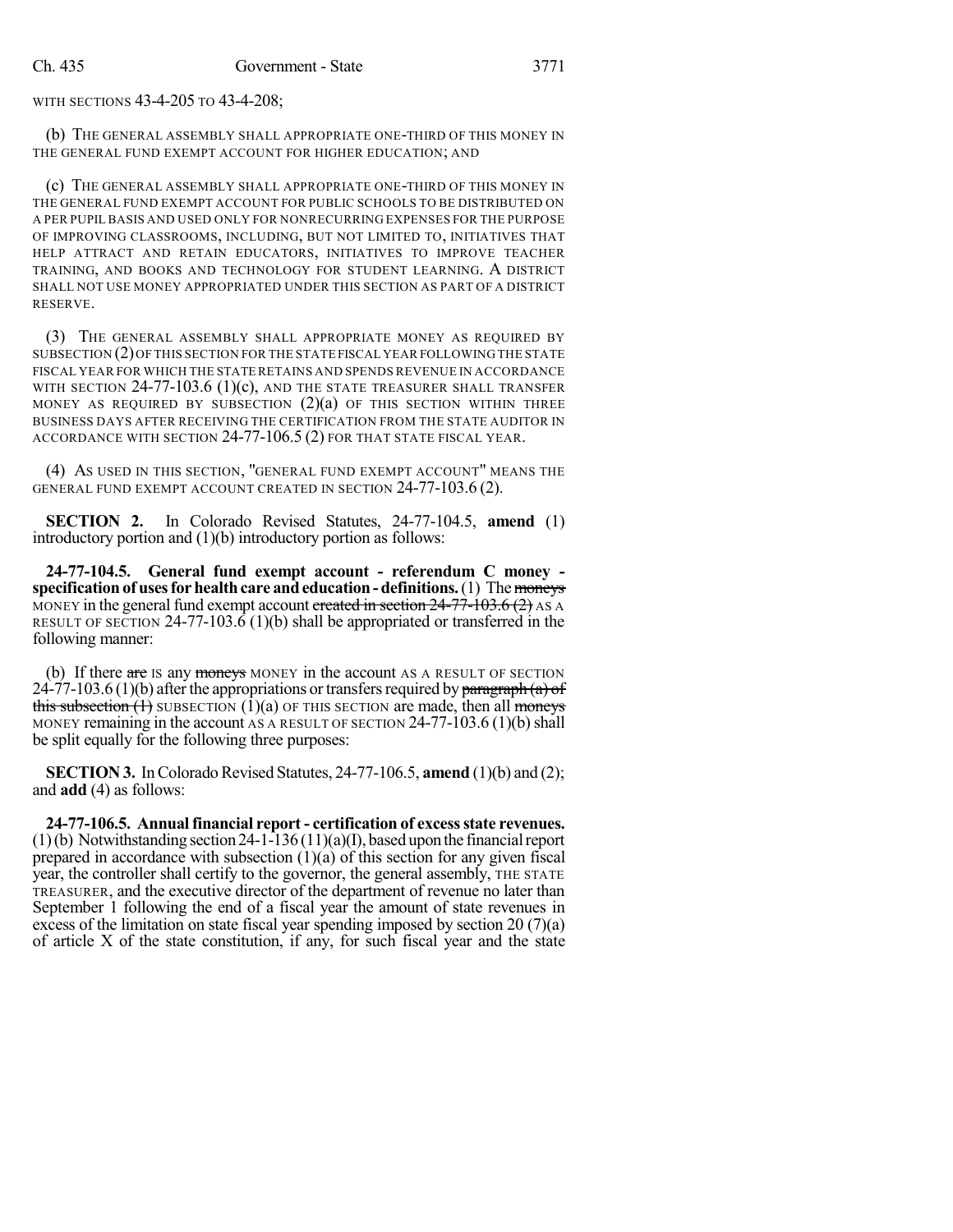WITH SECTIONS 43-4-205 TO 43-4-208;

(b) THE GENERAL ASSEMBLY SHALL APPROPRIATE ONE-THIRD OF THIS MONEY IN THE GENERAL FUND EXEMPT ACCOUNT FOR HIGHER EDUCATION; AND

(c) THE GENERAL ASSEMBLY SHALL APPROPRIATE ONE-THIRD OF THIS MONEY IN THE GENERAL FUND EXEMPT ACCOUNT FOR PUBLIC SCHOOLS TO BE DISTRIBUTED ON A PER PUPIL BASIS AND USED ONLY FOR NONRECURRING EXPENSES FOR THE PURPOSE OF IMPROVING CLASSROOMS, INCLUDING, BUT NOT LIMITED TO, INITIATIVES THAT HELP ATTRACT AND RETAIN EDUCATORS, INITIATIVES TO IMPROVE TEACHER TRAINING, AND BOOKS AND TECHNOLOGY FOR STUDENT LEARNING. A DISTRICT SHALL NOT USE MONEY APPROPRIATED UNDER THIS SECTION AS PART OF A DISTRICT RESERVE.

(3) THE GENERAL ASSEMBLY SHALL APPROPRIATE MONEY AS REQUIRED BY SUBSECTION (2) OF THIS SECTION FOR THE STATE FISCAL YEAR FOLLOWING THE STATE FISCAL YEAR FOR WHICH THE STATE RETAINS AND SPENDS REVENUE IN ACCORDANCE WITH SECTION 24-77-103.6 (1)(c), AND THE STATE TREASURER SHALL TRANSFER MONEY AS REQUIRED BY SUBSECTION (2)(a) OF THIS SECTION WITHIN THREE BUSINESS DAYS AFTER RECEIVING THE CERTIFICATION FROM THE STATE AUDITOR IN ACCORDANCE WITH SECTION 24-77-106.5 (2) FOR THAT STATE FISCAL YEAR.

(4) AS USED IN THIS SECTION, "GENERAL FUND EXEMPT ACCOUNT" MEANS THE GENERAL FUND EXEMPT ACCOUNT CREATED IN SECTION 24-77-103.6 (2).

**SECTION 2.** In Colorado Revised Statutes, 24-77-104.5, **amend** (1) introductory portion and (1)(b) introductory portion as follows:

**24-77-104.5. General fund exempt account - referendum C money - specification of uses for health care and education - definitions.** (1) The ~~moneys~~ MONEY in the general fund exempt account ~~created in section 24-77-103.6 (2)~~ AS A RESULT OF SECTION 24-77-103.6 (1)(b) shall be appropriated or transferred in the following manner:

(b) If there ~~are~~ IS any ~~moneys~~ MONEY in the account AS A RESULT OF SECTION 24-77-103.6 (1)(b) after the appropriations or transfers required by ~~paragraph (a) of this subsection (1)~~ SUBSECTION (1)(a) OF THIS SECTION are made, then all ~~moneys~~ MONEY remaining in the account AS A RESULT OF SECTION 24-77-103.6 (1)(b) shall be split equally for the following three purposes:

**SECTION 3.** In Colorado Revised Statutes, 24-77-106.5, **amend** (1)(b) and (2); and **add** (4) as follows:

**24-77-106.5. Annual financial report - certification of excess state revenues.** (1) (b) Notwithstanding section 24-1-136 (11)(a)(I), based upon the financial report prepared in accordance with subsection (1)(a) of this section for any given fiscal year, the controller shall certify to the governor, the general assembly, THE STATE TREASURER, and the executive director of the department of revenue no later than September 1 following the end of a fiscal year the amount of state revenues in excess of the limitation on state fiscal year spending imposed by section 20 (7)(a) of article X of the state constitution, if any, for such fiscal year and the state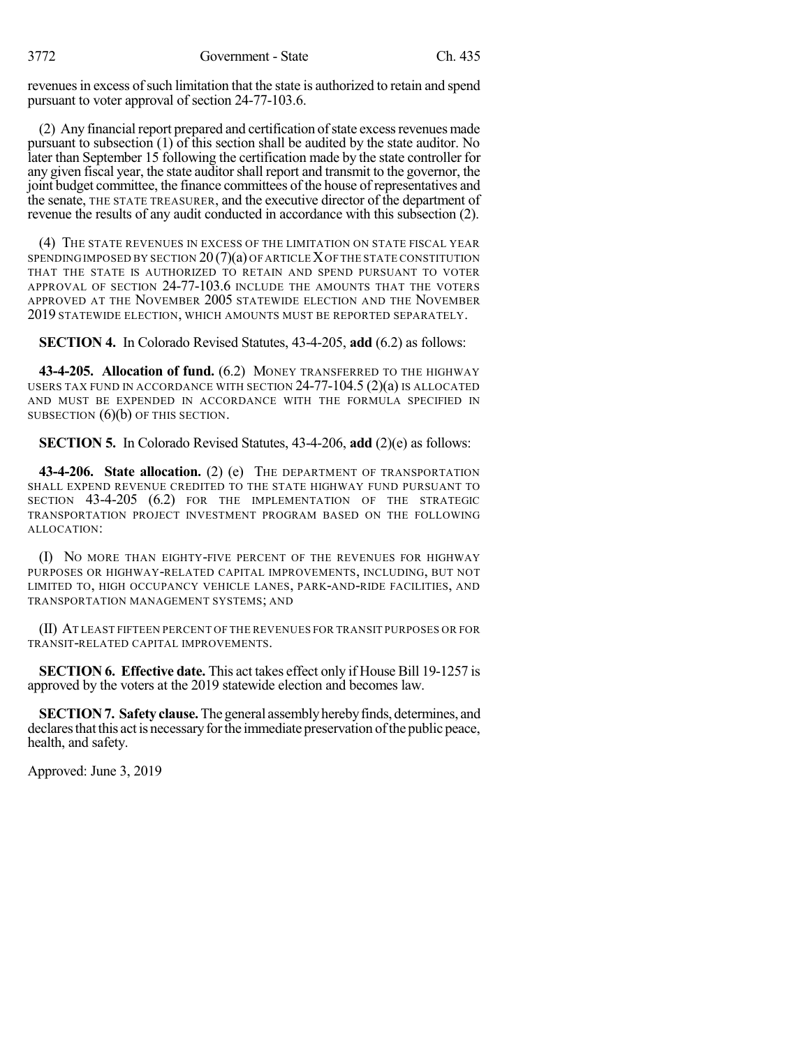revenues in excess of such limitation that the state is authorized to retain and spend pursuant to voter approval of section 24-77-103.6.

(2) Any financial report prepared and certification of state excess revenues made pursuant to subsection (1) of this section shall be audited by the state auditor. No later than September 15 following the certification made by the state controller for any given fiscal year, the state auditor shall report and transmit to the governor, the joint budget committee, the finance committees of the house of representatives and the senate, THE STATE TREASURER, and the executive director of the department of revenue the results of any audit conducted in accordance with this subsection (2).

(4) THE STATE REVENUES IN EXCESS OF THE LIMITATION ON STATE FISCAL YEAR SPENDING IMPOSED BY SECTION 20 (7)(a) OF ARTICLE X OF THE STATE CONSTITUTION THAT THE STATE IS AUTHORIZED TO RETAIN AND SPEND PURSUANT TO VOTER APPROVAL OF SECTION 24-77-103.6 INCLUDE THE AMOUNTS THAT THE VOTERS APPROVED AT THE NOVEMBER 2005 STATEWIDE ELECTION AND THE NOVEMBER 2019 STATEWIDE ELECTION, WHICH AMOUNTS MUST BE REPORTED SEPARATELY.

**SECTION 4.** In Colorado Revised Statutes, 43-4-205, **add** (6.2) as follows:

**43-4-205. Allocation of fund.** (6.2) MONEY TRANSFERRED TO THE HIGHWAY USERS TAX FUND IN ACCORDANCE WITH SECTION 24-77-104.5 (2)(a) IS ALLOCATED AND MUST BE EXPENDED IN ACCORDANCE WITH THE FORMULA SPECIFIED IN SUBSECTION (6)(b) OF THIS SECTION.

**SECTION 5.** In Colorado Revised Statutes, 43-4-206, **add** (2)(e) as follows:

**43-4-206. State allocation.** (2) (e) THE DEPARTMENT OF TRANSPORTATION SHALL EXPEND REVENUE CREDITED TO THE STATE HIGHWAY FUND PURSUANT TO SECTION 43-4-205 (6.2) FOR THE IMPLEMENTATION OF THE STRATEGIC TRANSPORTATION PROJECT INVESTMENT PROGRAM BASED ON THE FOLLOWING ALLOCATION:

(I) NO MORE THAN EIGHTY-FIVE PERCENT OF THE REVENUES FOR HIGHWAY PURPOSES OR HIGHWAY-RELATED CAPITAL IMPROVEMENTS, INCLUDING, BUT NOT LIMITED TO, HIGH OCCUPANCY VEHICLE LANES, PARK-AND-RIDE FACILITIES, AND TRANSPORTATION MANAGEMENT SYSTEMS; AND

(II) AT LEAST FIFTEEN PERCENT OF THE REVENUES FOR TRANSIT PURPOSES OR FOR TRANSIT-RELATED CAPITAL IMPROVEMENTS.

**SECTION 6. Effective date.** This act takes effect only if House Bill 19-1257 is approved by the voters at the 2019 statewide election and becomes law.

**SECTION 7. Safety clause.** The general assembly hereby finds, determines, and declares that this act is necessary for the immediate preservation of the public peace, health, and safety.

Approved: June 3, 2019